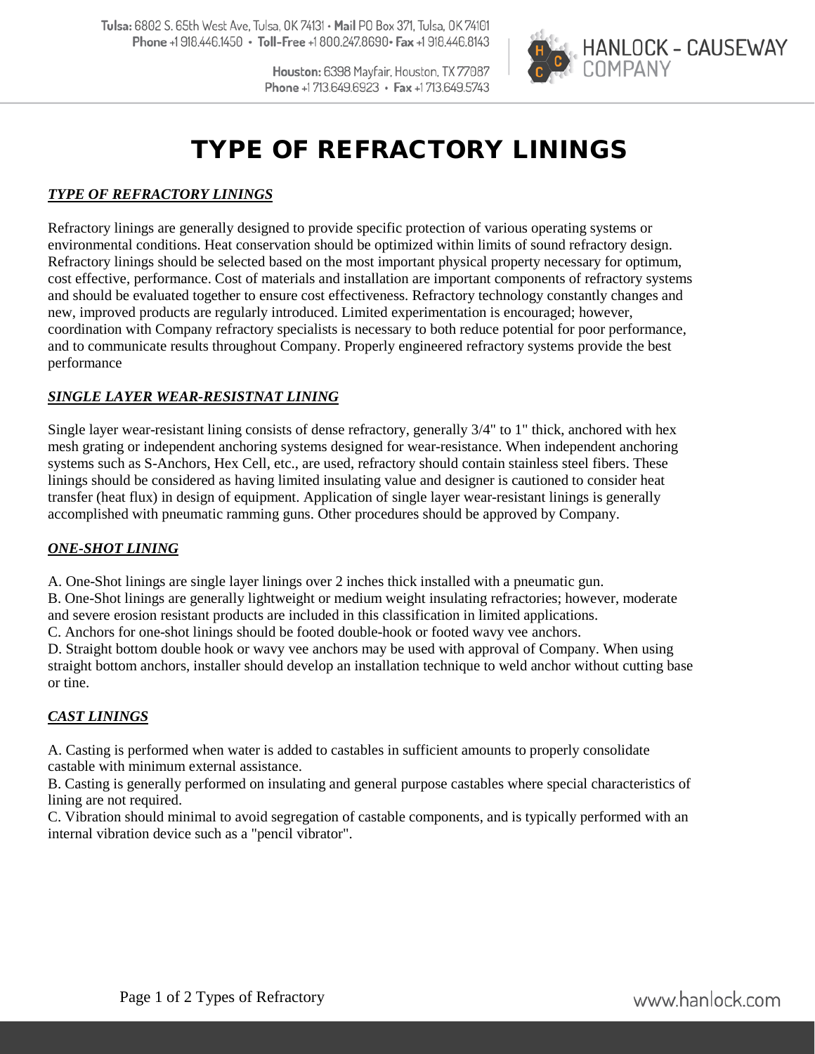# TYPE OF REFRACTORY LININGS

***TYPE OF REFRACTORY LININGS***

Refractory linings are generally designed to provide specific protection of various operating systems or environmental conditions. Heat conservation should be optimized within limits of sound refractory design. Refractory linings should be selected based on the most important physical property necessary for optimum, cost effective, performance. Cost of materials and installation are important components of refractory systems and should be evaluated together to ensure cost effectiveness. Refractory technology constantly changes and new, improved products are regularly introduced. Limited experimentation is encouraged; however, coordination with Company refractory specialists is necessary to both reduce potential for poor performance, and to communicate results throughout Company. Properly engineered refractory systems provide the best performance

***SINGLE LAYER WEAR-RESISTNAT LINING***

Single layer wear-resistant lining consists of dense refractory, generally 3/4" to 1" thick, anchored with hex mesh grating or independent anchoring systems designed for wear-resistance. When independent anchoring systems such as S-Anchors, Hex Cell, etc., are used, refractory should contain stainless steel fibers. These linings should be considered as having limited insulating value and designer is cautioned to consider heat transfer (heat flux) in design of equipment. Application of single layer wear-resistant linings is generally accomplished with pneumatic ramming guns. Other procedures should be approved by Company.

***ONE-SHOT LINING***

A. One-Shot linings are single layer linings over 2 inches thick installed with a pneumatic gun.
B. One-Shot linings are generally lightweight or medium weight insulating refractories; however, moderate and severe erosion resistant products are included in this classification in limited applications.
C. Anchors for one-shot linings should be footed double-hook or footed wavy vee anchors.
D. Straight bottom double hook or wavy vee anchors may be used with approval of Company. When using straight bottom anchors, installer should develop an installation technique to weld anchor without cutting base or tine.

***CAST LININGS***

A. Casting is performed when water is added to castables in sufficient amounts to properly consolidate castable with minimum external assistance.
B. Casting is generally performed on insulating and general purpose castables where special characteristics of lining are not required.
C. Vibration should minimal to avoid segregation of castable components, and is typically performed with an internal vibration device such as a "pencil vibrator".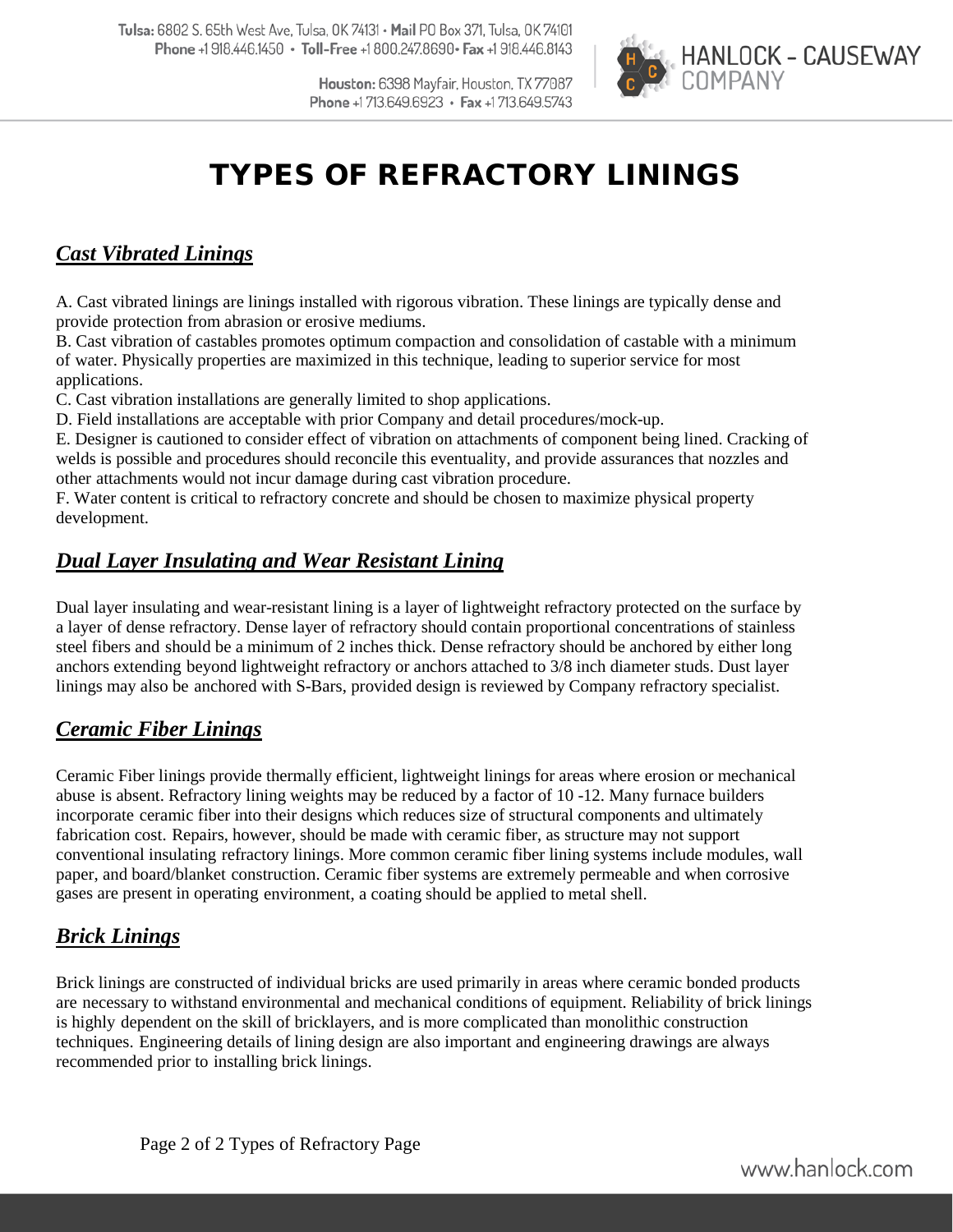# TYPES OF REFRACTORY LININGS

## *Cast Vibrated Linings*

A. Cast vibrated linings are linings installed with rigorous vibration. These linings are typically dense and provide protection from abrasion or erosive mediums.
B. Cast vibration of castables promotes optimum compaction and consolidation of castable with a minimum of water. Physically properties are maximized in this technique, leading to superior service for most applications.
C. Cast vibration installations are generally limited to shop applications.
D. Field installations are acceptable with prior Company and detail procedures/mock-up.
E. Designer is cautioned to consider effect of vibration on attachments of component being lined. Cracking of welds is possible and procedures should reconcile this eventuality, and provide assurances that nozzles and other attachments would not incur damage during cast vibration procedure.
F. Water content is critical to refractory concrete and should be chosen to maximize physical property development.

## *Dual Layer Insulating and Wear Resistant Lining*

Dual layer insulating and wear-resistant lining is a layer of lightweight refractory protected on the surface by a layer of dense refractory. Dense layer of refractory should contain proportional concentrations of stainless steel fibers and should be a minimum of 2 inches thick. Dense refractory should be anchored by either long anchors extending beyond lightweight refractory or anchors attached to 3/8 inch diameter studs. Dust layer linings may also be anchored with S-Bars, provided design is reviewed by Company refractory specialist.

## *Ceramic Fiber Linings*

Ceramic Fiber linings provide thermally efficient, lightweight linings for areas where erosion or mechanical abuse is absent. Refractory lining weights may be reduced by a factor of 10 -12. Many furnace builders incorporate ceramic fiber into their designs which reduces size of structural components and ultimately fabrication cost. Repairs, however, should be made with ceramic fiber, as structure may not support conventional insulating refractory linings. More common ceramic fiber lining systems include modules, wall paper, and board/blanket construction. Ceramic fiber systems are extremely permeable and when corrosive gases are present in operating environment, a coating should be applied to metal shell.

## *Brick Linings*

Brick linings are constructed of individual bricks are used primarily in areas where ceramic bonded products are necessary to withstand environmental and mechanical conditions of equipment. Reliability of brick linings is highly dependent on the skill of bricklayers, and is more complicated than monolithic construction techniques. Engineering details of lining design are also important and engineering drawings are always recommended prior to installing brick linings.